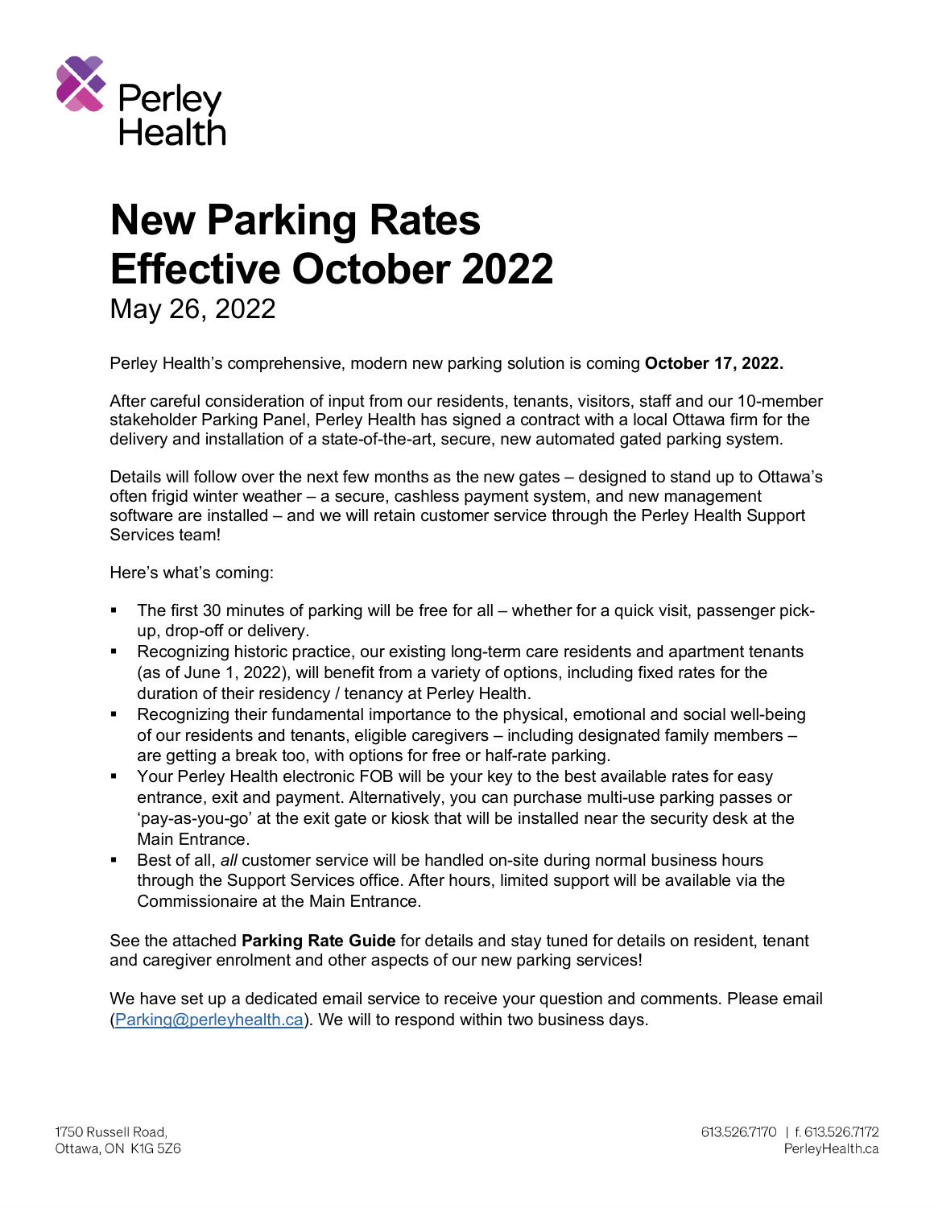Perley Health

# New Parking Rates Effective October 2022

May 26, 2022

Perley Health's comprehensive, modern new parking solution is coming **October 17, 2022.**

After careful consideration of input from our residents, tenants, visitors, staff and our 10-member stakeholder Parking Panel, Perley Health has signed a contract with a local Ottawa firm for the delivery and installation of a state-of-the-art, secure, new automated gated parking system.

Details will follow over the next few months as the new gates – designed to stand up to Ottawa's often frigid winter weather – a secure, cashless payment system, and new management software are installed – and we will retain customer service through the Perley Health Support Services team!

Here's what's coming:

- The first 30 minutes of parking will be free for all – whether for a quick visit, passenger pick-up, drop-off or delivery.
- Recognizing historic practice, our existing long-term care residents and apartment tenants (as of June 1, 2022), will benefit from a variety of options, including fixed rates for the duration of their residency / tenancy at Perley Health.
- Recognizing their fundamental importance to the physical, emotional and social well-being of our residents and tenants, eligible caregivers – including designated family members – are getting a break too, with options for free or half-rate parking.
- Your Perley Health electronic FOB will be your key to the best available rates for easy entrance, exit and payment. Alternatively, you can purchase multi-use parking passes or 'pay-as-you-go' at the exit gate or kiosk that will be installed near the security desk at the Main Entrance.
- Best of all, *all* customer service will be handled on-site during normal business hours through the Support Services office. After hours, limited support will be available via the Commissionaire at the Main Entrance.

See the attached **Parking Rate Guide** for details and stay tuned for details on resident, tenant and caregiver enrolment and other aspects of our new parking services!

We have set up a dedicated email service to receive your question and comments. Please email (Parking@perleyhealth.ca). We will to respond within two business days.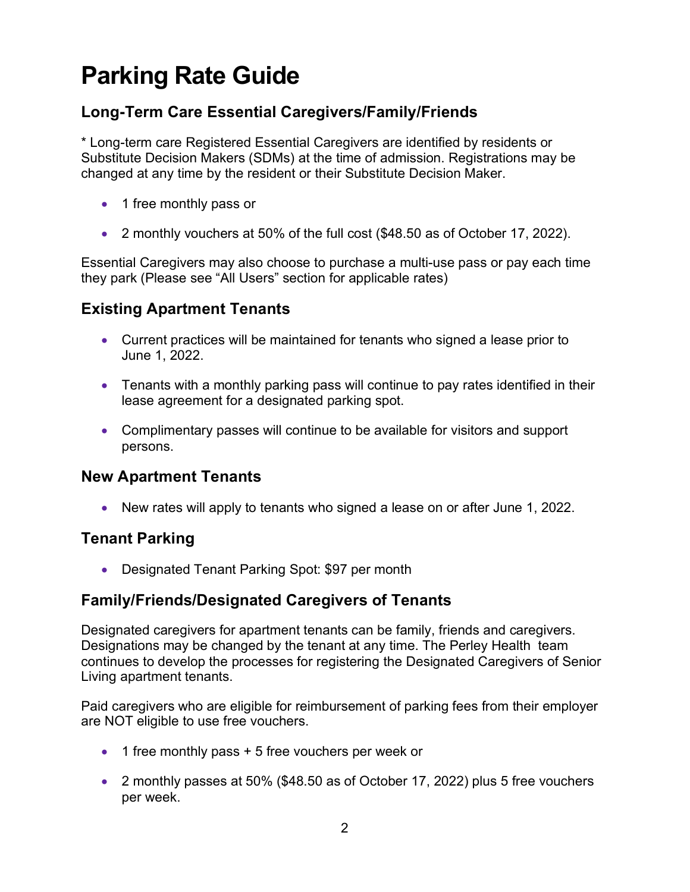# Parking Rate Guide

## Long-Term Care Essential Caregivers/Family/Friends

* Long-term care Registered Essential Caregivers are identified by residents or Substitute Decision Makers (SDMs) at the time of admission. Registrations may be changed at any time by the resident or their Substitute Decision Maker.

- 1 free monthly pass or
- 2 monthly vouchers at 50% of the full cost ($48.50 as of October 17, 2022).

Essential Caregivers may also choose to purchase a multi-use pass or pay each time they park (Please see “All Users” section for applicable rates)

## Existing Apartment Tenants

- Current practices will be maintained for tenants who signed a lease prior to June 1, 2022.
- Tenants with a monthly parking pass will continue to pay rates identified in their lease agreement for a designated parking spot.
- Complimentary passes will continue to be available for visitors and support persons.

## New Apartment Tenants

- New rates will apply to tenants who signed a lease on or after June 1, 2022.

## Tenant Parking

- Designated Tenant Parking Spot: $97 per month

## Family/Friends/Designated Caregivers of Tenants

Designated caregivers for apartment tenants can be family, friends and caregivers. Designations may be changed by the tenant at any time. The Perley Health team continues to develop the processes for registering the Designated Caregivers of Senior Living apartment tenants.

Paid caregivers who are eligible for reimbursement of parking fees from their employer are NOT eligible to use free vouchers.

- 1 free monthly pass + 5 free vouchers per week or
- 2 monthly passes at 50% ($48.50 as of October 17, 2022) plus 5 free vouchers per week.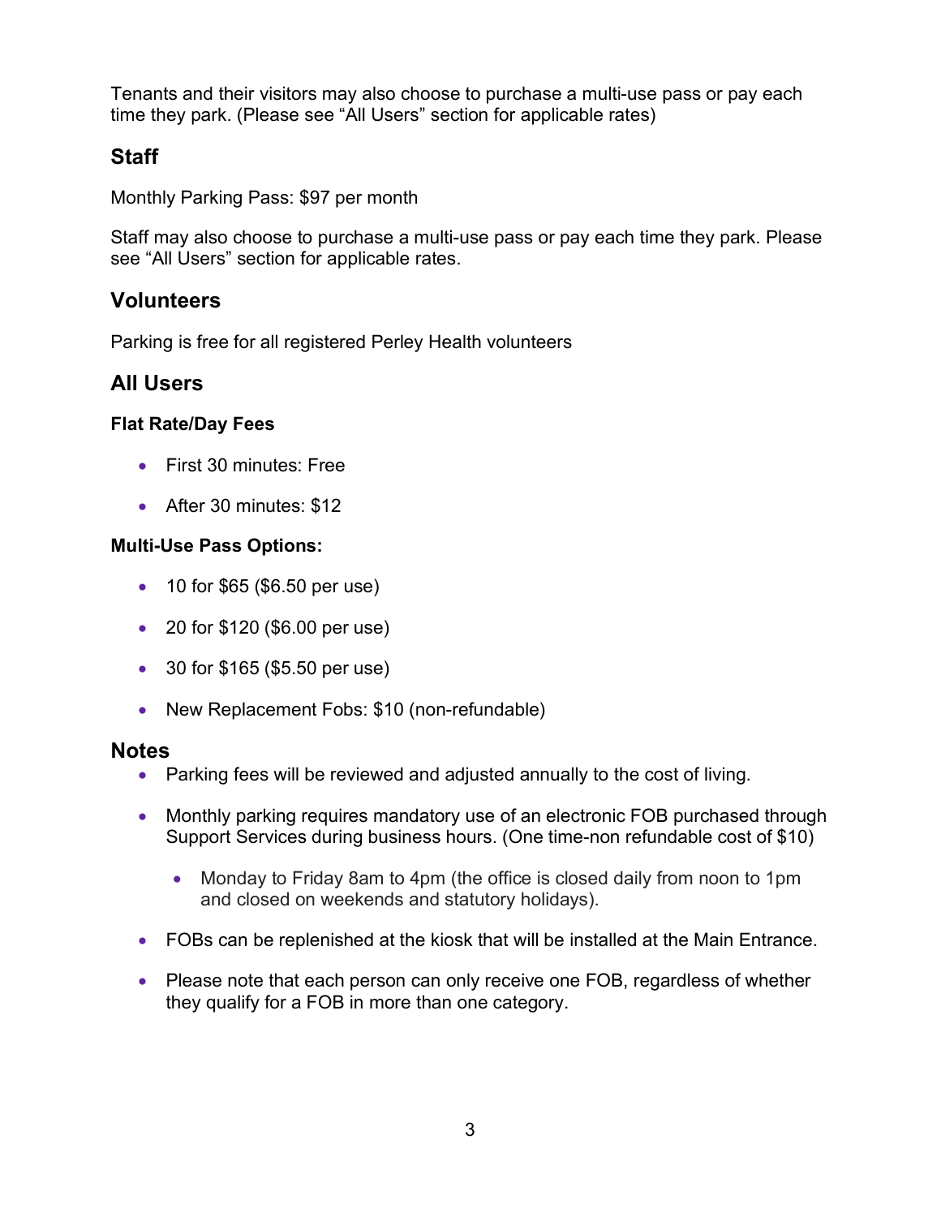Tenants and their visitors may also choose to purchase a multi-use pass or pay each time they park. (Please see “All Users” section for applicable rates)

## Staff

Monthly Parking Pass: $97 per month

Staff may also choose to purchase a multi-use pass or pay each time they park. Please see “All Users” section for applicable rates.

## Volunteers

Parking is free for all registered Perley Health volunteers

## All Users

### Flat Rate/Day Fees

- First 30 minutes: Free
- After 30 minutes: $12

### Multi-Use Pass Options:

- 10 for $65 ($6.50 per use)
- 20 for $120 ($6.00 per use)
- 30 for $165 ($5.50 per use)
- New Replacement Fobs: $10 (non-refundable)

## Notes

- Parking fees will be reviewed and adjusted annually to the cost of living.
- Monthly parking requires mandatory use of an electronic FOB purchased through Support Services during business hours. (One time-non refundable cost of $10)
    - Monday to Friday 8am to 4pm (the office is closed daily from noon to 1pm and closed on weekends and statutory holidays).
- FOBs can be replenished at the kiosk that will be installed at the Main Entrance.
- Please note that each person can only receive one FOB, regardless of whether they qualify for a FOB in more than one category.